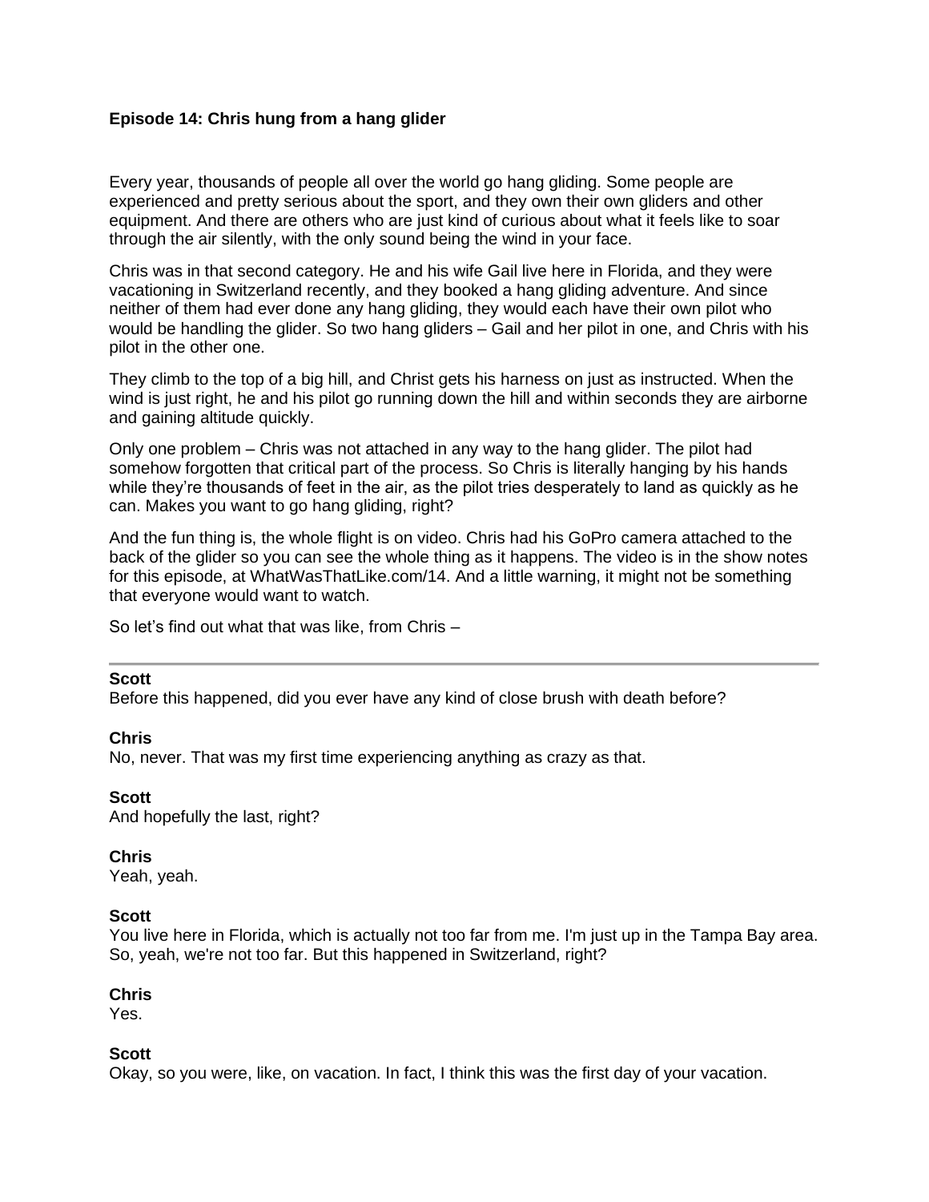**Episode 14: Chris hung from a hang glider**

Every year, thousands of people all over the world go hang gliding. Some people are experienced and pretty serious about the sport, and they own their own gliders and other equipment. And there are others who are just kind of curious about what it feels like to soar through the air silently, with the only sound being the wind in your face.

Chris was in that second category. He and his wife Gail live here in Florida, and they were vacationing in Switzerland recently, and they booked a hang gliding adventure. And since neither of them had ever done any hang gliding, they would each have their own pilot who would be handling the glider. So two hang gliders – Gail and her pilot in one, and Chris with his pilot in the other one.

They climb to the top of a big hill, and Christ gets his harness on just as instructed. When the wind is just right, he and his pilot go running down the hill and within seconds they are airborne and gaining altitude quickly.

Only one problem – Chris was not attached in any way to the hang glider. The pilot had somehow forgotten that critical part of the process. So Chris is literally hanging by his hands while they're thousands of feet in the air, as the pilot tries desperately to land as quickly as he can. Makes you want to go hang gliding, right?

And the fun thing is, the whole flight is on video. Chris had his GoPro camera attached to the back of the glider so you can see the whole thing as it happens. The video is in the show notes for this episode, at WhatWasThatLike.com/14. And a little warning, it might not be something that everyone would want to watch.

So let's find out what that was like, from Chris –

---

**Scott**
Before this happened, did you ever have any kind of close brush with death before?

**Chris**
No, never. That was my first time experiencing anything as crazy as that.

**Scott**
And hopefully the last, right?

**Chris**
Yeah, yeah.

**Scott**
You live here in Florida, which is actually not too far from me. I'm just up in the Tampa Bay area. So, yeah, we're not too far. But this happened in Switzerland, right?

**Chris**
Yes.

**Scott**
Okay, so you were, like, on vacation. In fact, I think this was the first day of your vacation.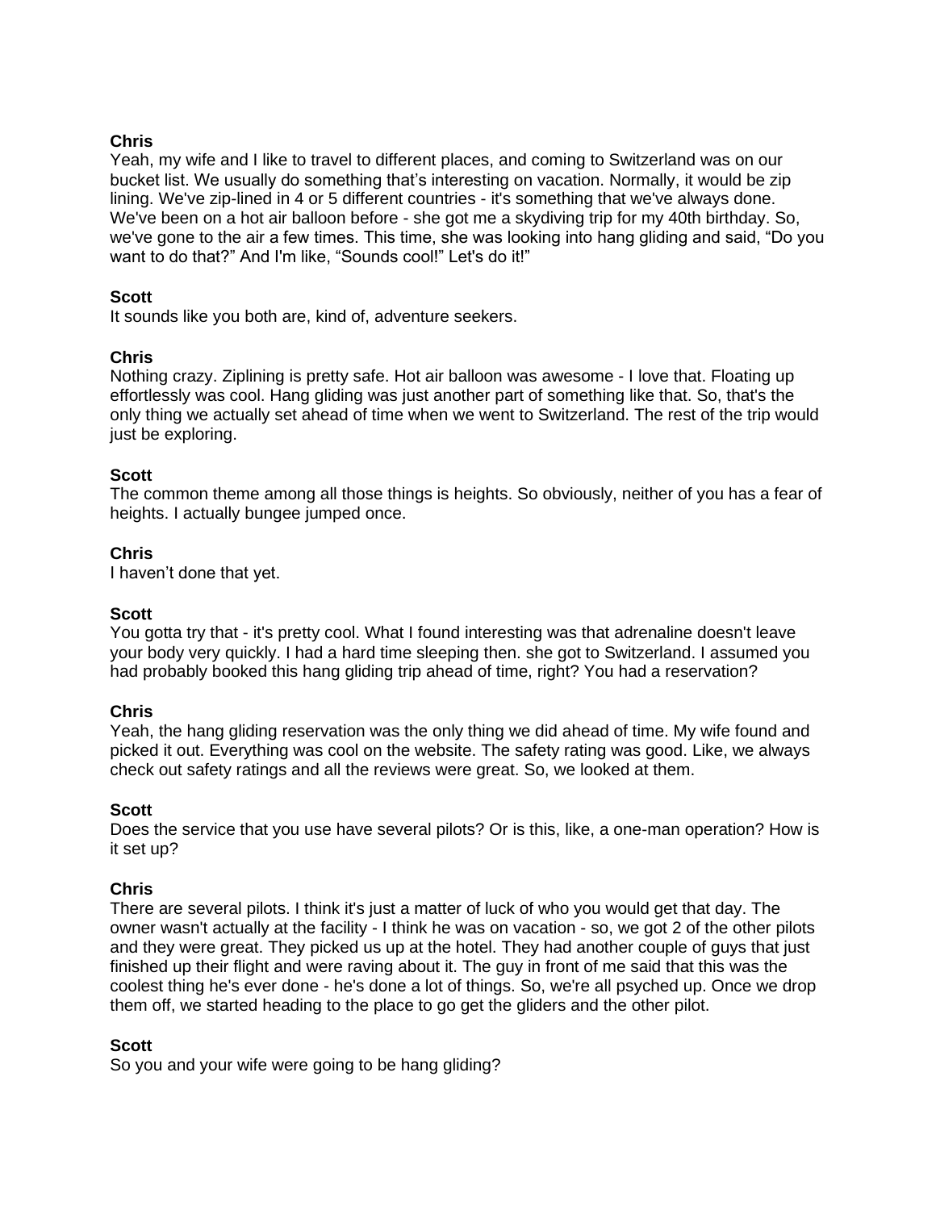**Chris**
Yeah, my wife and I like to travel to different places, and coming to Switzerland was on our bucket list. We usually do something that's interesting on vacation. Normally, it would be zip lining. We've zip-lined in 4 or 5 different countries - it's something that we've always done. We've been on a hot air balloon before - she got me a skydiving trip for my 40th birthday. So, we've gone to the air a few times. This time, she was looking into hang gliding and said, "Do you want to do that?" And I'm like, "Sounds cool!" Let's do it!"

**Scott**
It sounds like you both are, kind of, adventure seekers.

**Chris**
Nothing crazy. Ziplining is pretty safe. Hot air balloon was awesome - I love that. Floating up effortlessly was cool. Hang gliding was just another part of something like that. So, that's the only thing we actually set ahead of time when we went to Switzerland. The rest of the trip would just be exploring.

**Scott**
The common theme among all those things is heights. So obviously, neither of you has a fear of heights. I actually bungee jumped once.

**Chris**
I haven't done that yet.

**Scott**
You gotta try that - it's pretty cool. What I found interesting was that adrenaline doesn't leave your body very quickly. I had a hard time sleeping then. she got to Switzerland. I assumed you had probably booked this hang gliding trip ahead of time, right? You had a reservation?

**Chris**
Yeah, the hang gliding reservation was the only thing we did ahead of time. My wife found and picked it out. Everything was cool on the website. The safety rating was good. Like, we always check out safety ratings and all the reviews were great. So, we looked at them.

**Scott**
Does the service that you use have several pilots? Or is this, like, a one-man operation? How is it set up?

**Chris**
There are several pilots. I think it's just a matter of luck of who you would get that day. The owner wasn't actually at the facility - I think he was on vacation - so, we got 2 of the other pilots and they were great. They picked us up at the hotel. They had another couple of guys that just finished up their flight and were raving about it. The guy in front of me said that this was the coolest thing he's ever done - he's done a lot of things. So, we're all psyched up. Once we drop them off, we started heading to the place to go get the gliders and the other pilot.

**Scott**
So you and your wife were going to be hang gliding?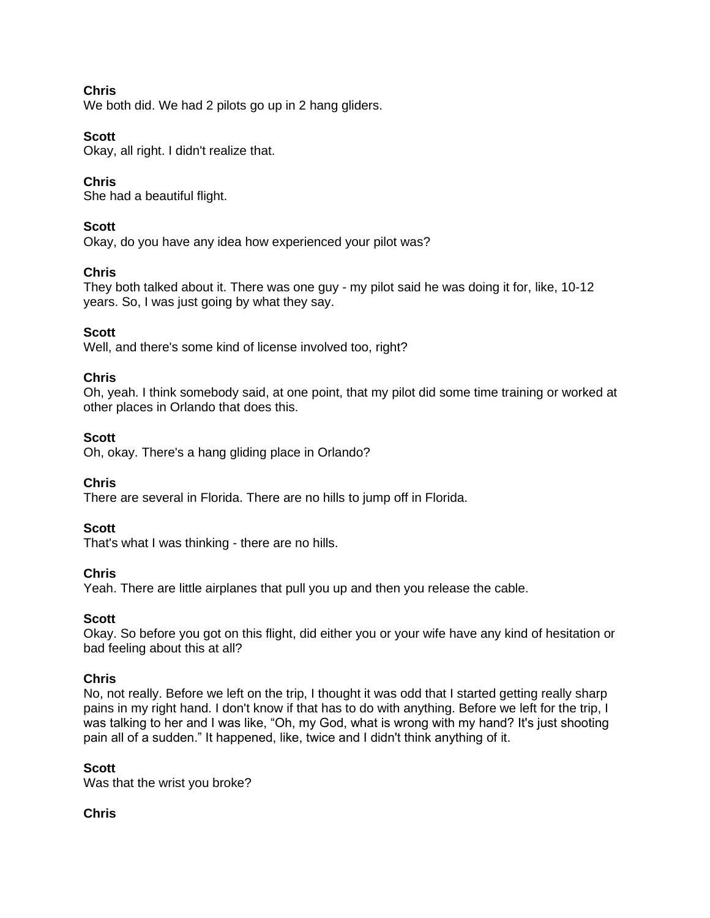**Chris**
We both did. We had 2 pilots go up in 2 hang gliders.

**Scott**
Okay, all right. I didn't realize that.

**Chris**
She had a beautiful flight.

**Scott**
Okay, do you have any idea how experienced your pilot was?

**Chris**
They both talked about it. There was one guy - my pilot said he was doing it for, like, 10-12 years. So, I was just going by what they say.

**Scott**
Well, and there's some kind of license involved too, right?

**Chris**
Oh, yeah. I think somebody said, at one point, that my pilot did some time training or worked at other places in Orlando that does this.

**Scott**
Oh, okay. There's a hang gliding place in Orlando?

**Chris**
There are several in Florida. There are no hills to jump off in Florida.

**Scott**
That's what I was thinking - there are no hills.

**Chris**
Yeah. There are little airplanes that pull you up and then you release the cable.

**Scott**
Okay. So before you got on this flight, did either you or your wife have any kind of hesitation or bad feeling about this at all?

**Chris**
No, not really. Before we left on the trip, I thought it was odd that I started getting really sharp pains in my right hand. I don't know if that has to do with anything. Before we left for the trip, I was talking to her and I was like, "Oh, my God, what is wrong with my hand? It's just shooting pain all of a sudden." It happened, like, twice and I didn't think anything of it.

**Scott**
Was that the wrist you broke?

**Chris**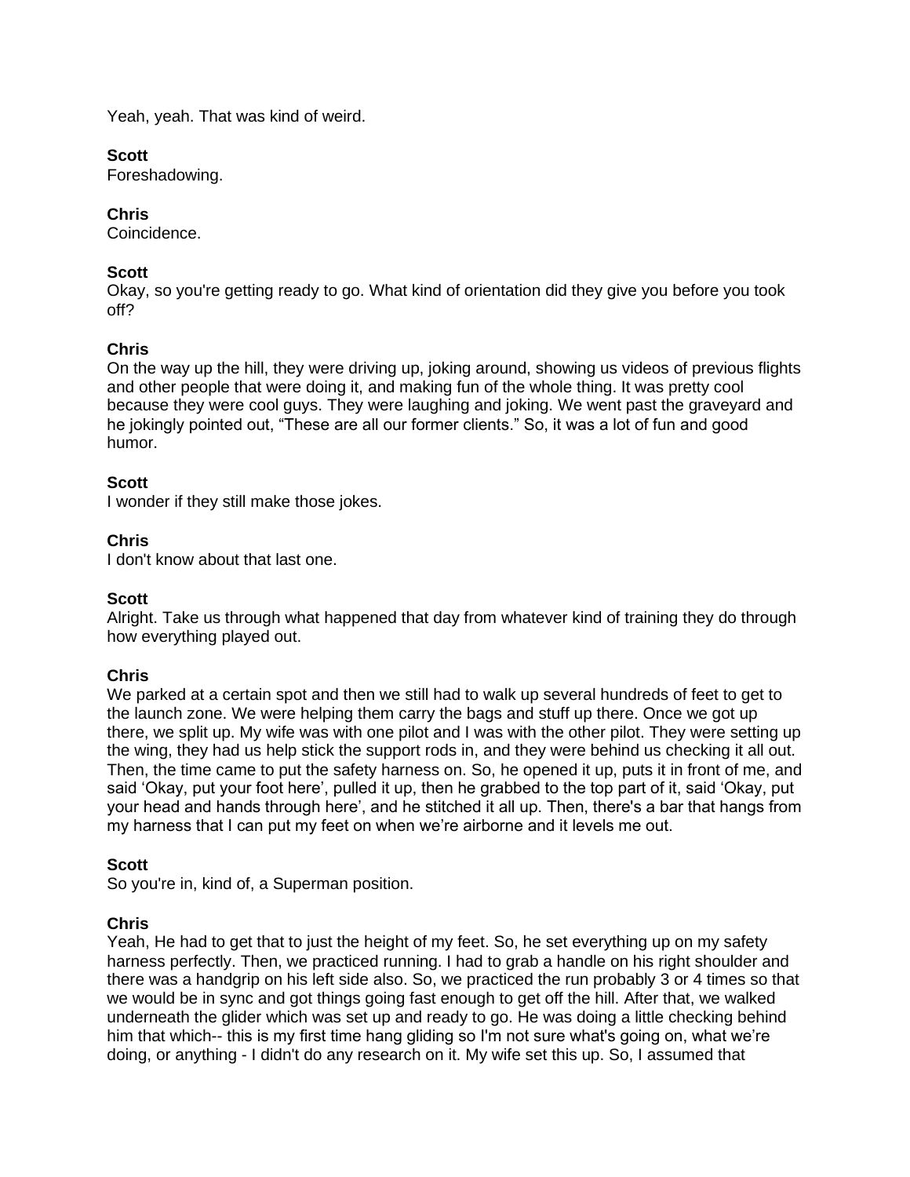Yeah, yeah. That was kind of weird.

**Scott**
Foreshadowing.

**Chris**
Coincidence.

**Scott**
Okay, so you're getting ready to go. What kind of orientation did they give you before you took off?

**Chris**
On the way up the hill, they were driving up, joking around, showing us videos of previous flights and other people that were doing it, and making fun of the whole thing. It was pretty cool because they were cool guys. They were laughing and joking. We went past the graveyard and he jokingly pointed out, "These are all our former clients." So, it was a lot of fun and good humor.

**Scott**
I wonder if they still make those jokes.

**Chris**
I don't know about that last one.

**Scott**
Alright. Take us through what happened that day from whatever kind of training they do through how everything played out.

**Chris**
We parked at a certain spot and then we still had to walk up several hundreds of feet to get to the launch zone. We were helping them carry the bags and stuff up there. Once we got up there, we split up. My wife was with one pilot and I was with the other pilot. They were setting up the wing, they had us help stick the support rods in, and they were behind us checking it all out. Then, the time came to put the safety harness on. So, he opened it up, puts it in front of me, and said 'Okay, put your foot here', pulled it up, then he grabbed to the top part of it, said 'Okay, put your head and hands through here', and he stitched it all up. Then, there's a bar that hangs from my harness that I can put my feet on when we're airborne and it levels me out.

**Scott**
So you're in, kind of, a Superman position.

**Chris**
Yeah, He had to get that to just the height of my feet. So, he set everything up on my safety harness perfectly. Then, we practiced running. I had to grab a handle on his right shoulder and there was a handgrip on his left side also. So, we practiced the run probably 3 or 4 times so that we would be in sync and got things going fast enough to get off the hill. After that, we walked underneath the glider which was set up and ready to go. He was doing a little checking behind him that which-- this is my first time hang gliding so I'm not sure what's going on, what we're doing, or anything - I didn't do any research on it. My wife set this up. So, I assumed that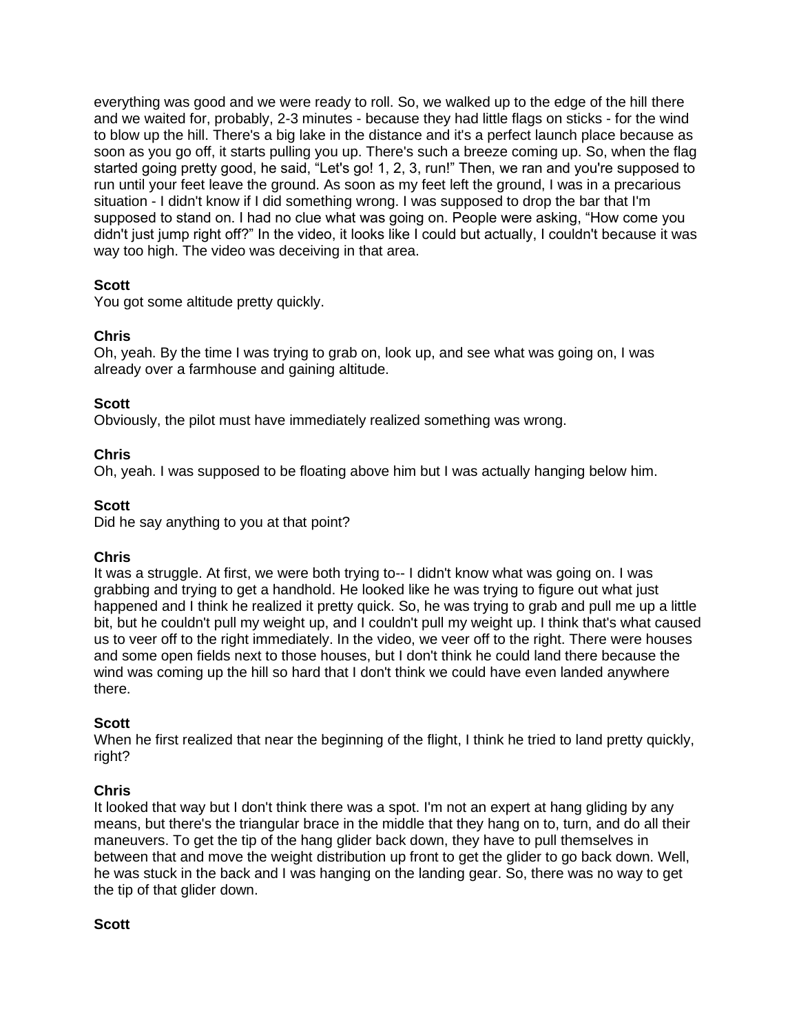everything was good and we were ready to roll. So, we walked up to the edge of the hill there and we waited for, probably, 2-3 minutes - because they had little flags on sticks - for the wind to blow up the hill. There's a big lake in the distance and it's a perfect launch place because as soon as you go off, it starts pulling you up. There's such a breeze coming up. So, when the flag started going pretty good, he said, "Let's go! 1, 2, 3, run!" Then, we ran and you're supposed to run until your feet leave the ground. As soon as my feet left the ground, I was in a precarious situation - I didn't know if I did something wrong. I was supposed to drop the bar that I'm supposed to stand on. I had no clue what was going on. People were asking, "How come you didn't just jump right off?" In the video, it looks like I could but actually, I couldn't because it was way too high. The video was deceiving in that area.

**Scott**
You got some altitude pretty quickly.

**Chris**
Oh, yeah. By the time I was trying to grab on, look up, and see what was going on, I was already over a farmhouse and gaining altitude.

**Scott**
Obviously, the pilot must have immediately realized something was wrong.

**Chris**
Oh, yeah. I was supposed to be floating above him but I was actually hanging below him.

**Scott**
Did he say anything to you at that point?

**Chris**
It was a struggle. At first, we were both trying to-- I didn't know what was going on. I was grabbing and trying to get a handhold. He looked like he was trying to figure out what just happened and I think he realized it pretty quick. So, he was trying to grab and pull me up a little bit, but he couldn't pull my weight up, and I couldn't pull my weight up. I think that's what caused us to veer off to the right immediately. In the video, we veer off to the right. There were houses and some open fields next to those houses, but I don't think he could land there because the wind was coming up the hill so hard that I don't think we could have even landed anywhere there.

**Scott**
When he first realized that near the beginning of the flight, I think he tried to land pretty quickly, right?

**Chris**
It looked that way but I don't think there was a spot. I'm not an expert at hang gliding by any means, but there's the triangular brace in the middle that they hang on to, turn, and do all their maneuvers. To get the tip of the hang glider back down, they have to pull themselves in between that and move the weight distribution up front to get the glider to go back down. Well, he was stuck in the back and I was hanging on the landing gear. So, there was no way to get the tip of that glider down.

**Scott**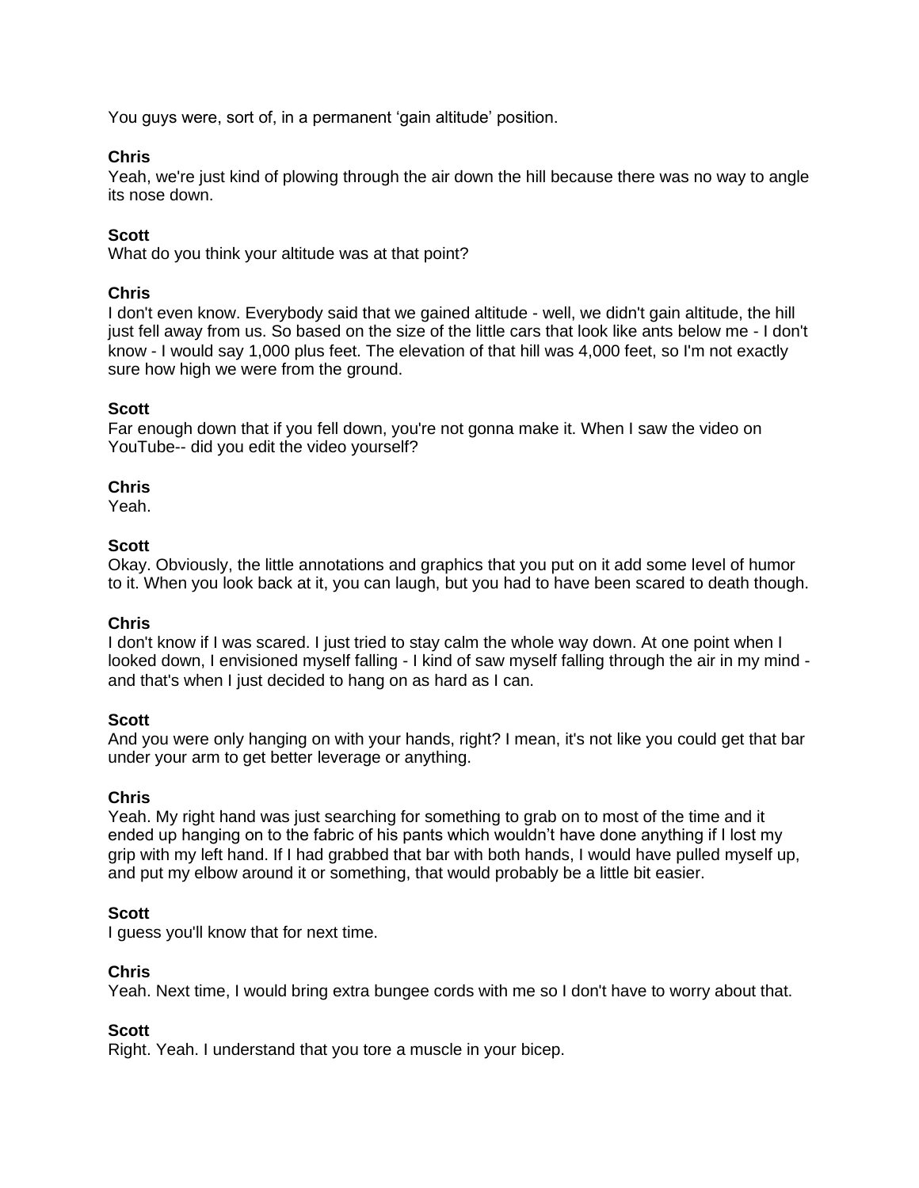You guys were, sort of, in a permanent 'gain altitude' position.

**Chris**
Yeah, we're just kind of plowing through the air down the hill because there was no way to angle its nose down.

**Scott**
What do you think your altitude was at that point?

**Chris**
I don't even know. Everybody said that we gained altitude - well, we didn't gain altitude, the hill just fell away from us. So based on the size of the little cars that look like ants below me - I don't know - I would say 1,000 plus feet. The elevation of that hill was 4,000 feet, so I'm not exactly sure how high we were from the ground.

**Scott**
Far enough down that if you fell down, you're not gonna make it. When I saw the video on YouTube-- did you edit the video yourself?

**Chris**
Yeah.

**Scott**
Okay. Obviously, the little annotations and graphics that you put on it add some level of humor to it. When you look back at it, you can laugh, but you had to have been scared to death though.

**Chris**
I don't know if I was scared. I just tried to stay calm the whole way down. At one point when I looked down, I envisioned myself falling - I kind of saw myself falling through the air in my mind - and that's when I just decided to hang on as hard as I can.

**Scott**
And you were only hanging on with your hands, right? I mean, it's not like you could get that bar under your arm to get better leverage or anything.

**Chris**
Yeah. My right hand was just searching for something to grab on to most of the time and it ended up hanging on to the fabric of his pants which wouldn't have done anything if I lost my grip with my left hand. If I had grabbed that bar with both hands, I would have pulled myself up, and put my elbow around it or something, that would probably be a little bit easier.

**Scott**
I guess you'll know that for next time.

**Chris**
Yeah. Next time, I would bring extra bungee cords with me so I don't have to worry about that.

**Scott**
Right. Yeah. I understand that you tore a muscle in your bicep.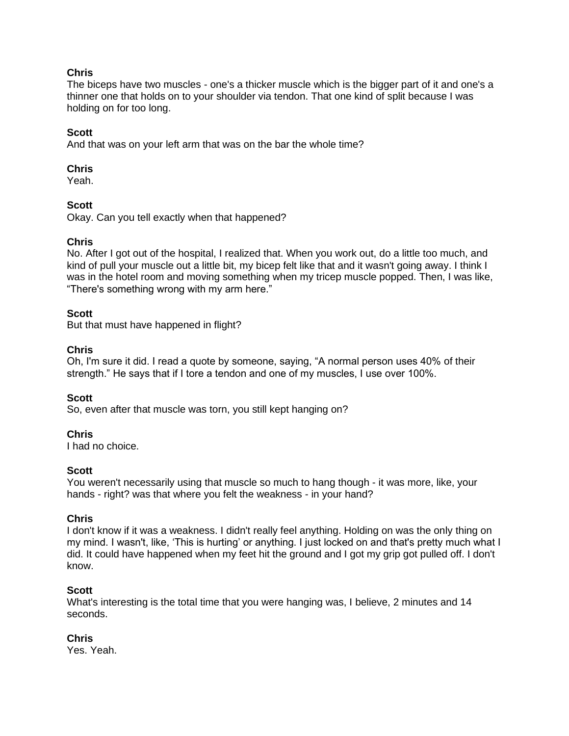**Chris**
The biceps have two muscles - one's a thicker muscle which is the bigger part of it and one's a thinner one that holds on to your shoulder via tendon. That one kind of split because I was holding on for too long.

**Scott**
And that was on your left arm that was on the bar the whole time?

**Chris**
Yeah.

**Scott**
Okay. Can you tell exactly when that happened?

**Chris**
No. After I got out of the hospital, I realized that. When you work out, do a little too much, and kind of pull your muscle out a little bit, my bicep felt like that and it wasn't going away. I think I was in the hotel room and moving something when my tricep muscle popped. Then, I was like, “There's something wrong with my arm here.”

**Scott**
But that must have happened in flight?

**Chris**
Oh, I'm sure it did. I read a quote by someone, saying, “A normal person uses 40% of their strength.” He says that if I tore a tendon and one of my muscles, I use over 100%.

**Scott**
So, even after that muscle was torn, you still kept hanging on?

**Chris**
I had no choice.

**Scott**
You weren't necessarily using that muscle so much to hang though - it was more, like, your hands - right? was that where you felt the weakness - in your hand?

**Chris**
I don't know if it was a weakness. I didn't really feel anything. Holding on was the only thing on my mind. I wasn't, like, ‘This is hurting’ or anything. I just locked on and that's pretty much what I did. It could have happened when my feet hit the ground and I got my grip got pulled off. I don't know.

**Scott**
What's interesting is the total time that you were hanging was, I believe, 2 minutes and 14 seconds.

**Chris**
Yes. Yeah.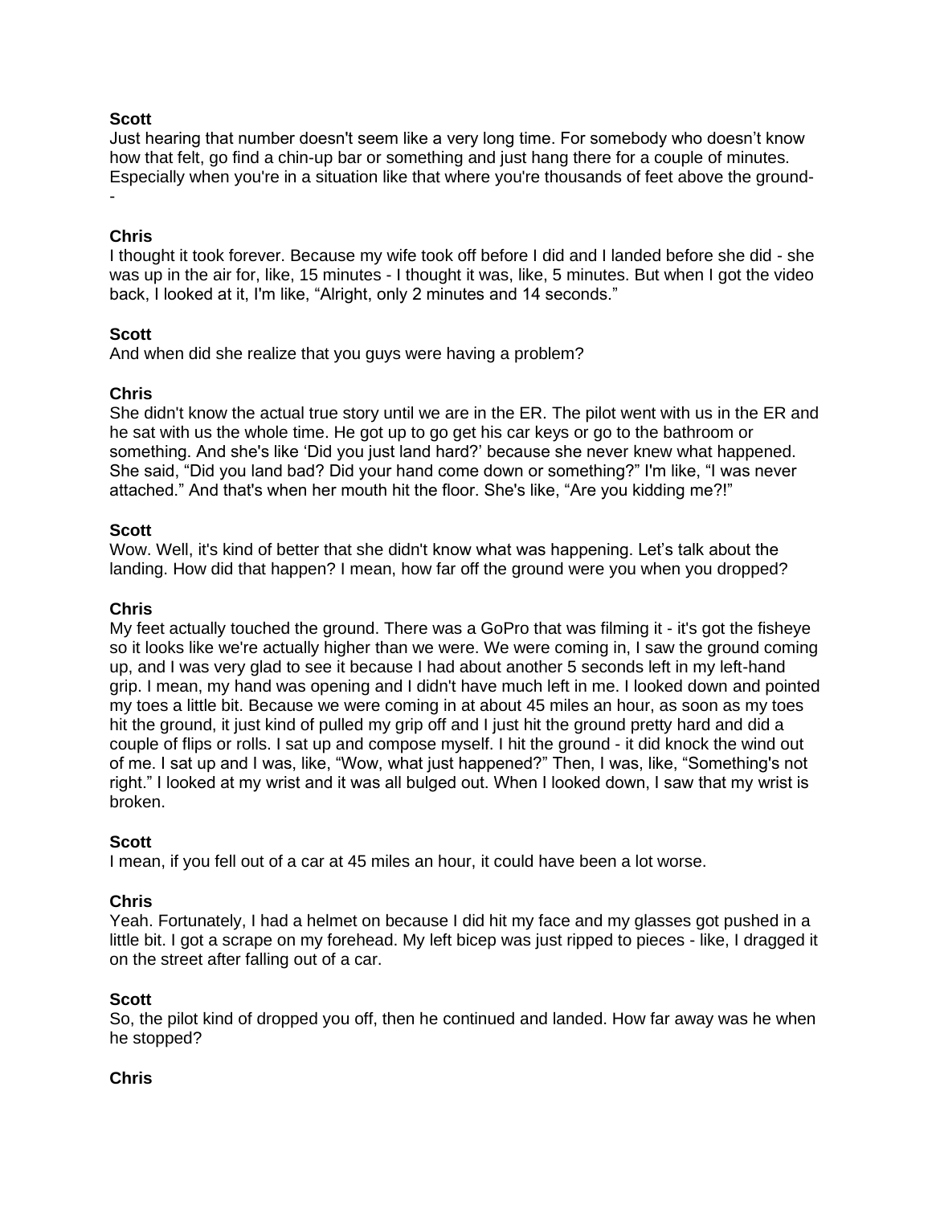**Scott**

Just hearing that number doesn't seem like a very long time. For somebody who doesn't know how that felt, go find a chin-up bar or something and just hang there for a couple of minutes. Especially when you're in a situation like that where you're thousands of feet above the ground--

**Chris**

I thought it took forever. Because my wife took off before I did and I landed before she did - she was up in the air for, like, 15 minutes - I thought it was, like, 5 minutes. But when I got the video back, I looked at it, I'm like, "Alright, only 2 minutes and 14 seconds."

**Scott**

And when did she realize that you guys were having a problem?

**Chris**

She didn't know the actual true story until we are in the ER. The pilot went with us in the ER and he sat with us the whole time. He got up to go get his car keys or go to the bathroom or something. And she's like 'Did you just land hard?' because she never knew what happened. She said, "Did you land bad? Did your hand come down or something?" I'm like, "I was never attached." And that's when her mouth hit the floor. She's like, "Are you kidding me?!"

**Scott**

Wow. Well, it's kind of better that she didn't know what was happening. Let's talk about the landing. How did that happen? I mean, how far off the ground were you when you dropped?

**Chris**

My feet actually touched the ground. There was a GoPro that was filming it - it's got the fisheye so it looks like we're actually higher than we were. We were coming in, I saw the ground coming up, and I was very glad to see it because I had about another 5 seconds left in my left-hand grip. I mean, my hand was opening and I didn't have much left in me. I looked down and pointed my toes a little bit. Because we were coming in at about 45 miles an hour, as soon as my toes hit the ground, it just kind of pulled my grip off and I just hit the ground pretty hard and did a couple of flips or rolls. I sat up and compose myself. I hit the ground - it did knock the wind out of me. I sat up and I was, like, "Wow, what just happened?" Then, I was, like, "Something's not right." I looked at my wrist and it was all bulged out. When I looked down, I saw that my wrist is broken.

**Scott**

I mean, if you fell out of a car at 45 miles an hour, it could have been a lot worse.

**Chris**

Yeah. Fortunately, I had a helmet on because I did hit my face and my glasses got pushed in a little bit. I got a scrape on my forehead. My left bicep was just ripped to pieces - like, I dragged it on the street after falling out of a car.

**Scott**

So, the pilot kind of dropped you off, then he continued and landed. How far away was he when he stopped?

**Chris**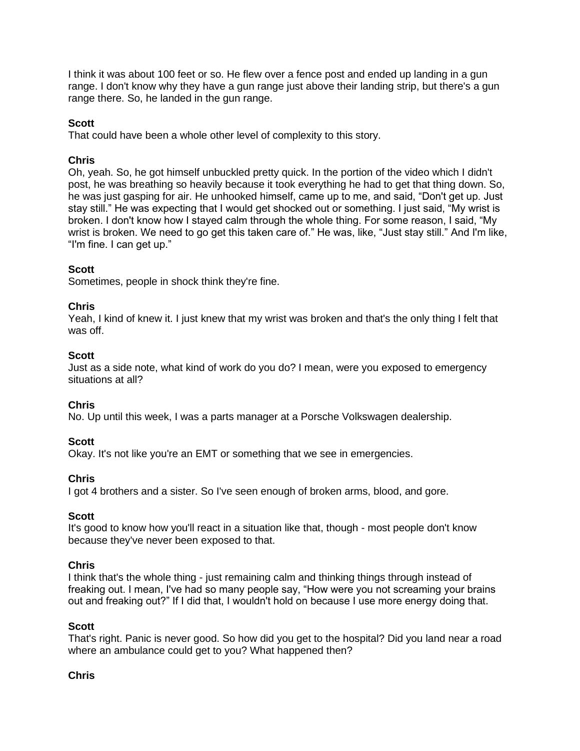I think it was about 100 feet or so. He flew over a fence post and ended up landing in a gun range. I don't know why they have a gun range just above their landing strip, but there's a gun range there. So, he landed in the gun range.

**Scott**
That could have been a whole other level of complexity to this story.

**Chris**
Oh, yeah. So, he got himself unbuckled pretty quick. In the portion of the video which I didn't post, he was breathing so heavily because it took everything he had to get that thing down. So, he was just gasping for air. He unhooked himself, came up to me, and said, "Don't get up. Just stay still." He was expecting that I would get shocked out or something. I just said, "My wrist is broken. I don't know how I stayed calm through the whole thing. For some reason, I said, "My wrist is broken. We need to go get this taken care of." He was, like, "Just stay still." And I'm like, "I'm fine. I can get up."

**Scott**
Sometimes, people in shock think they're fine.

**Chris**
Yeah, I kind of knew it. I just knew that my wrist was broken and that's the only thing I felt that was off.

**Scott**
Just as a side note, what kind of work do you do? I mean, were you exposed to emergency situations at all?

**Chris**
No. Up until this week, I was a parts manager at a Porsche Volkswagen dealership.

**Scott**
Okay. It's not like you're an EMT or something that we see in emergencies.

**Chris**
I got 4 brothers and a sister. So I've seen enough of broken arms, blood, and gore.

**Scott**
It's good to know how you'll react in a situation like that, though - most people don't know because they've never been exposed to that.

**Chris**
I think that's the whole thing - just remaining calm and thinking things through instead of freaking out. I mean, I've had so many people say, "How were you not screaming your brains out and freaking out?" If I did that, I wouldn't hold on because I use more energy doing that.

**Scott**
That's right. Panic is never good. So how did you get to the hospital? Did you land near a road where an ambulance could get to you? What happened then?

**Chris**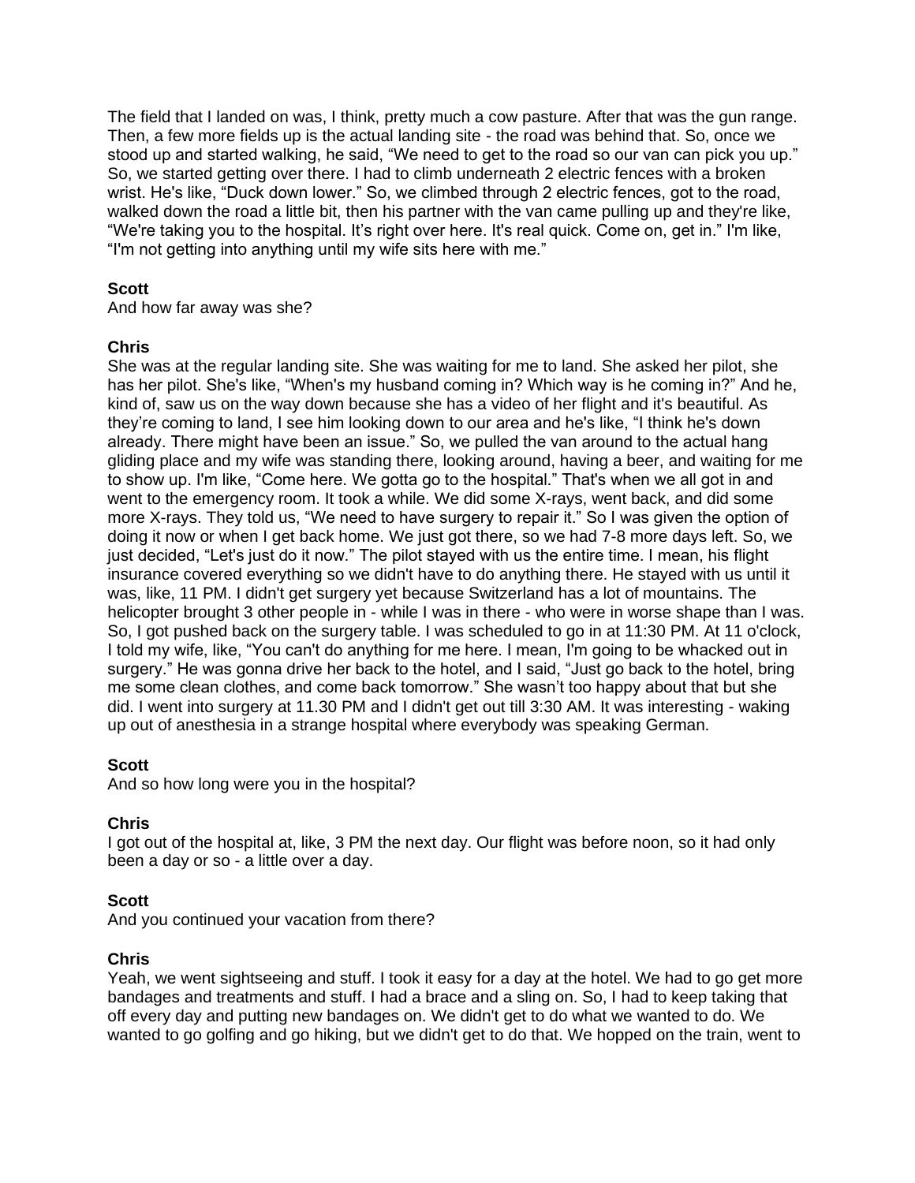The field that I landed on was, I think, pretty much a cow pasture. After that was the gun range. Then, a few more fields up is the actual landing site - the road was behind that. So, once we stood up and started walking, he said, "We need to get to the road so our van can pick you up." So, we started getting over there. I had to climb underneath 2 electric fences with a broken wrist. He's like, "Duck down lower." So, we climbed through 2 electric fences, got to the road, walked down the road a little bit, then his partner with the van came pulling up and they're like, "We're taking you to the hospital. It's right over here. It's real quick. Come on, get in." I'm like, "I'm not getting into anything until my wife sits here with me."

**Scott**
And how far away was she?

**Chris**
She was at the regular landing site. She was waiting for me to land. She asked her pilot, she has her pilot. She's like, "When's my husband coming in? Which way is he coming in?" And he, kind of, saw us on the way down because she has a video of her flight and it's beautiful. As they're coming to land, I see him looking down to our area and he's like, "I think he's down already. There might have been an issue." So, we pulled the van around to the actual hang gliding place and my wife was standing there, looking around, having a beer, and waiting for me to show up. I'm like, "Come here. We gotta go to the hospital." That's when we all got in and went to the emergency room. It took a while. We did some X-rays, went back, and did some more X-rays. They told us, "We need to have surgery to repair it." So I was given the option of doing it now or when I get back home. We just got there, so we had 7-8 more days left. So, we just decided, "Let's just do it now." The pilot stayed with us the entire time. I mean, his flight insurance covered everything so we didn't have to do anything there. He stayed with us until it was, like, 11 PM. I didn't get surgery yet because Switzerland has a lot of mountains. The helicopter brought 3 other people in - while I was in there - who were in worse shape than I was. So, I got pushed back on the surgery table. I was scheduled to go in at 11:30 PM. At 11 o'clock, I told my wife, like, "You can't do anything for me here. I mean, I'm going to be whacked out in surgery." He was gonna drive her back to the hotel, and I said, "Just go back to the hotel, bring me some clean clothes, and come back tomorrow." She wasn't too happy about that but she did. I went into surgery at 11.30 PM and I didn't get out till 3:30 AM. It was interesting - waking up out of anesthesia in a strange hospital where everybody was speaking German.

**Scott**
And so how long were you in the hospital?

**Chris**
I got out of the hospital at, like, 3 PM the next day. Our flight was before noon, so it had only been a day or so - a little over a day.

**Scott**
And you continued your vacation from there?

**Chris**
Yeah, we went sightseeing and stuff. I took it easy for a day at the hotel. We had to go get more bandages and treatments and stuff. I had a brace and a sling on. So, I had to keep taking that off every day and putting new bandages on. We didn't get to do what we wanted to do. We wanted to go golfing and go hiking, but we didn't get to do that. We hopped on the train, went to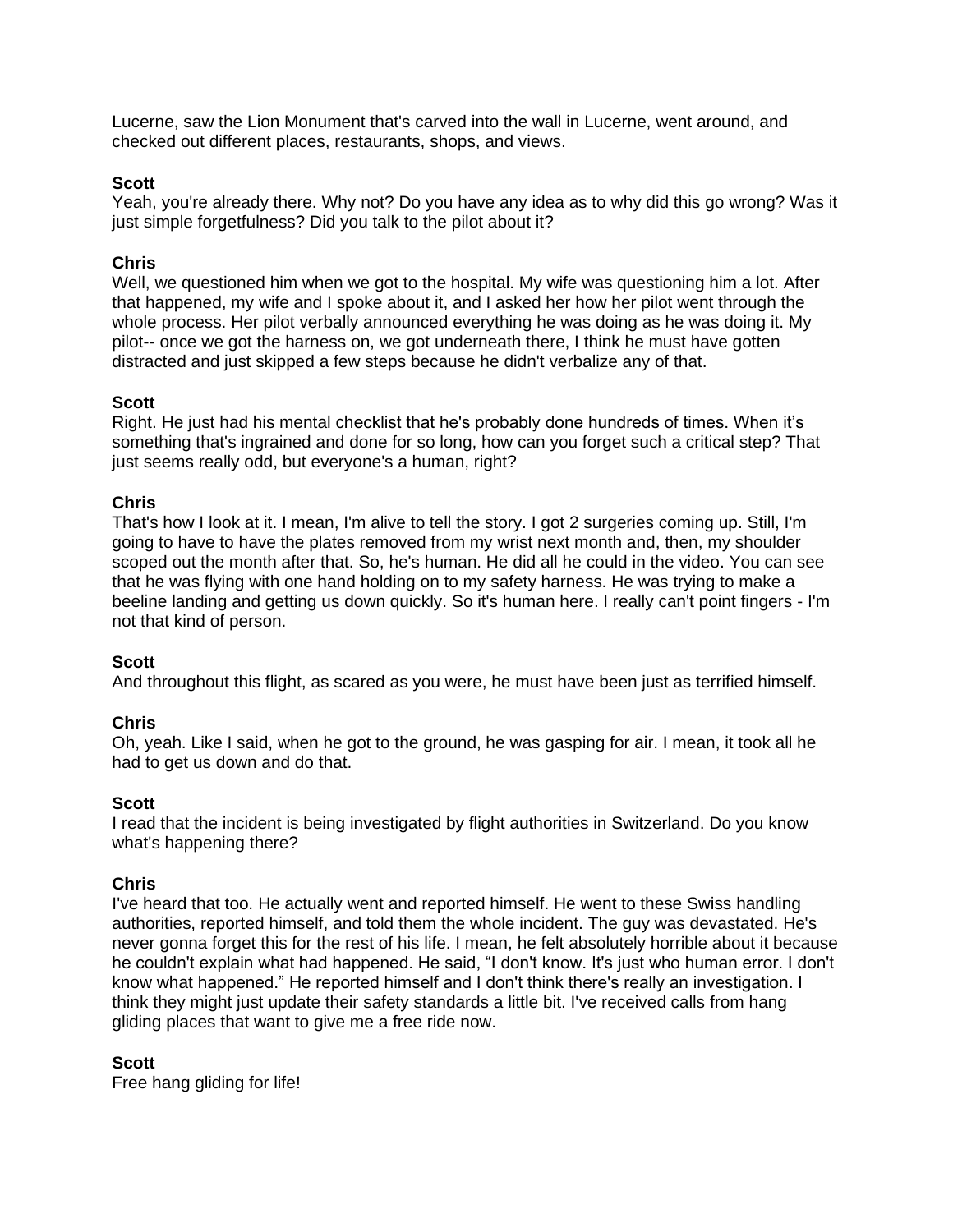Lucerne, saw the Lion Monument that's carved into the wall in Lucerne, went around, and checked out different places, restaurants, shops, and views.

**Scott**
Yeah, you're already there. Why not? Do you have any idea as to why did this go wrong? Was it just simple forgetfulness? Did you talk to the pilot about it?

**Chris**
Well, we questioned him when we got to the hospital. My wife was questioning him a lot. After that happened, my wife and I spoke about it, and I asked her how her pilot went through the whole process. Her pilot verbally announced everything he was doing as he was doing it. My pilot-- once we got the harness on, we got underneath there, I think he must have gotten distracted and just skipped a few steps because he didn't verbalize any of that.

**Scott**
Right. He just had his mental checklist that he's probably done hundreds of times. When it's something that's ingrained and done for so long, how can you forget such a critical step? That just seems really odd, but everyone's a human, right?

**Chris**
That's how I look at it. I mean, I'm alive to tell the story. I got 2 surgeries coming up. Still, I'm going to have to have the plates removed from my wrist next month and, then, my shoulder scoped out the month after that. So, he's human. He did all he could in the video. You can see that he was flying with one hand holding on to my safety harness. He was trying to make a beeline landing and getting us down quickly. So it's human here. I really can't point fingers - I'm not that kind of person.

**Scott**
And throughout this flight, as scared as you were, he must have been just as terrified himself.

**Chris**
Oh, yeah. Like I said, when he got to the ground, he was gasping for air. I mean, it took all he had to get us down and do that.

**Scott**
I read that the incident is being investigated by flight authorities in Switzerland. Do you know what's happening there?

**Chris**
I've heard that too. He actually went and reported himself. He went to these Swiss handling authorities, reported himself, and told them the whole incident. The guy was devastated. He's never gonna forget this for the rest of his life. I mean, he felt absolutely horrible about it because he couldn't explain what had happened. He said, "I don't know. It's just who human error. I don't know what happened." He reported himself and I don't think there's really an investigation. I think they might just update their safety standards a little bit. I've received calls from hang gliding places that want to give me a free ride now.

**Scott**
Free hang gliding for life!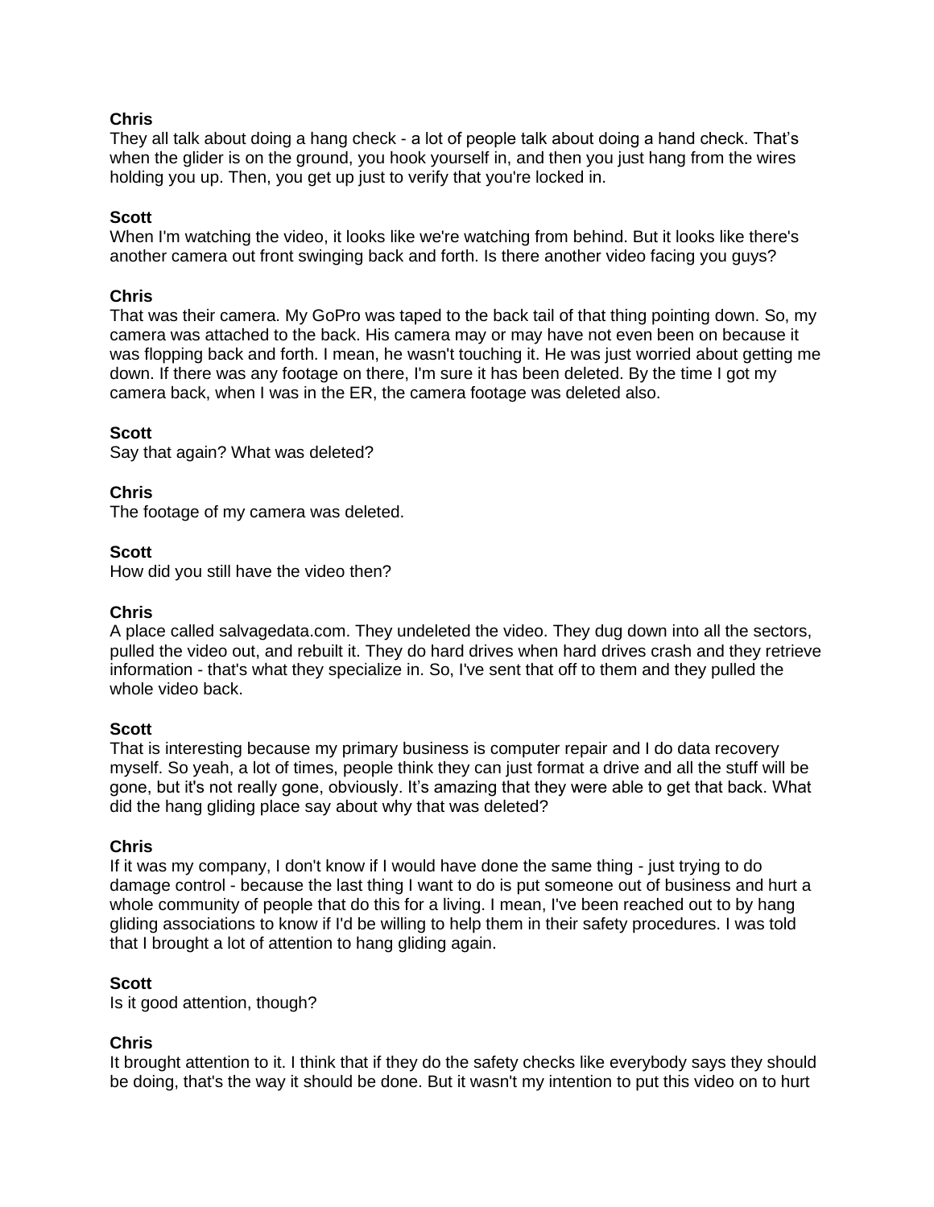**Chris**
They all talk about doing a hang check - a lot of people talk about doing a hand check. That's when the glider is on the ground, you hook yourself in, and then you just hang from the wires holding you up. Then, you get up just to verify that you're locked in.

**Scott**
When I'm watching the video, it looks like we're watching from behind. But it looks like there's another camera out front swinging back and forth. Is there another video facing you guys?

**Chris**
That was their camera. My GoPro was taped to the back tail of that thing pointing down. So, my camera was attached to the back. His camera may or may have not even been on because it was flopping back and forth. I mean, he wasn't touching it. He was just worried about getting me down. If there was any footage on there, I'm sure it has been deleted. By the time I got my camera back, when I was in the ER, the camera footage was deleted also.

**Scott**
Say that again? What was deleted?

**Chris**
The footage of my camera was deleted.

**Scott**
How did you still have the video then?

**Chris**
A place called salvagedata.com. They undeleted the video. They dug down into all the sectors, pulled the video out, and rebuilt it. They do hard drives when hard drives crash and they retrieve information - that's what they specialize in. So, I've sent that off to them and they pulled the whole video back.

**Scott**
That is interesting because my primary business is computer repair and I do data recovery myself. So yeah, a lot of times, people think they can just format a drive and all the stuff will be gone, but it's not really gone, obviously. It's amazing that they were able to get that back. What did the hang gliding place say about why that was deleted?

**Chris**
If it was my company, I don't know if I would have done the same thing - just trying to do damage control - because the last thing I want to do is put someone out of business and hurt a whole community of people that do this for a living. I mean, I've been reached out to by hang gliding associations to know if I'd be willing to help them in their safety procedures. I was told that I brought a lot of attention to hang gliding again.

**Scott**
Is it good attention, though?

**Chris**
It brought attention to it. I think that if they do the safety checks like everybody says they should be doing, that's the way it should be done. But it wasn't my intention to put this video on to hurt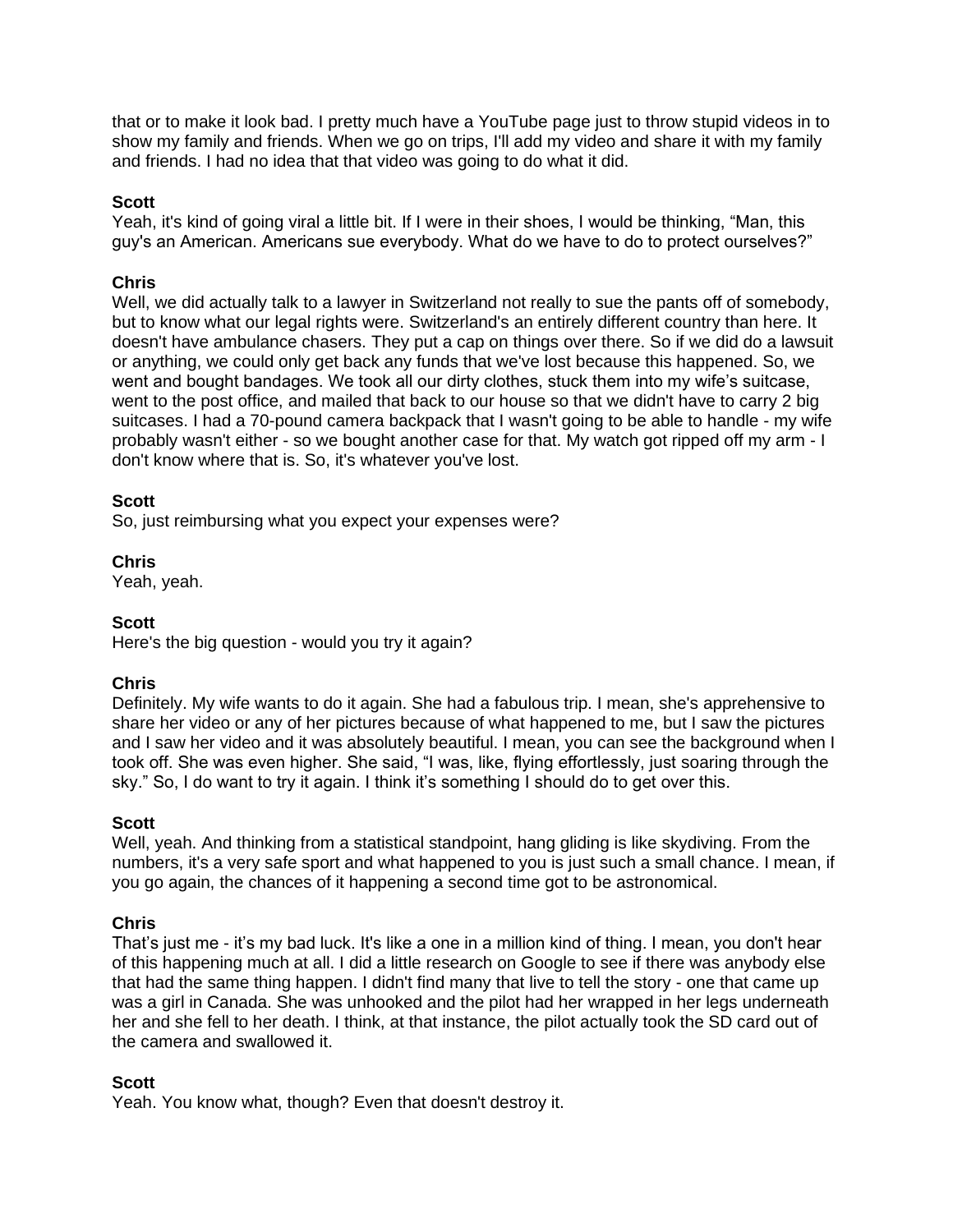that or to make it look bad. I pretty much have a YouTube page just to throw stupid videos in to show my family and friends. When we go on trips, I'll add my video and share it with my family and friends. I had no idea that that video was going to do what it did.

**Scott**
Yeah, it's kind of going viral a little bit. If I were in their shoes, I would be thinking, "Man, this guy's an American. Americans sue everybody. What do we have to do to protect ourselves?"

**Chris**
Well, we did actually talk to a lawyer in Switzerland not really to sue the pants off of somebody, but to know what our legal rights were. Switzerland's an entirely different country than here. It doesn't have ambulance chasers. They put a cap on things over there. So if we did do a lawsuit or anything, we could only get back any funds that we've lost because this happened. So, we went and bought bandages. We took all our dirty clothes, stuck them into my wife's suitcase, went to the post office, and mailed that back to our house so that we didn't have to carry 2 big suitcases. I had a 70-pound camera backpack that I wasn't going to be able to handle - my wife probably wasn't either - so we bought another case for that. My watch got ripped off my arm - I don't know where that is. So, it's whatever you've lost.

**Scott**
So, just reimbursing what you expect your expenses were?

**Chris**
Yeah, yeah.

**Scott**
Here's the big question - would you try it again?

**Chris**
Definitely. My wife wants to do it again. She had a fabulous trip. I mean, she's apprehensive to share her video or any of her pictures because of what happened to me, but I saw the pictures and I saw her video and it was absolutely beautiful. I mean, you can see the background when I took off. She was even higher. She said, "I was, like, flying effortlessly, just soaring through the sky." So, I do want to try it again. I think it's something I should do to get over this.

**Scott**
Well, yeah. And thinking from a statistical standpoint, hang gliding is like skydiving. From the numbers, it's a very safe sport and what happened to you is just such a small chance. I mean, if you go again, the chances of it happening a second time got to be astronomical.

**Chris**
That's just me - it's my bad luck. It's like a one in a million kind of thing. I mean, you don't hear of this happening much at all. I did a little research on Google to see if there was anybody else that had the same thing happen. I didn't find many that live to tell the story - one that came up was a girl in Canada. She was unhooked and the pilot had her wrapped in her legs underneath her and she fell to her death. I think, at that instance, the pilot actually took the SD card out of the camera and swallowed it.

**Scott**
Yeah. You know what, though? Even that doesn't destroy it.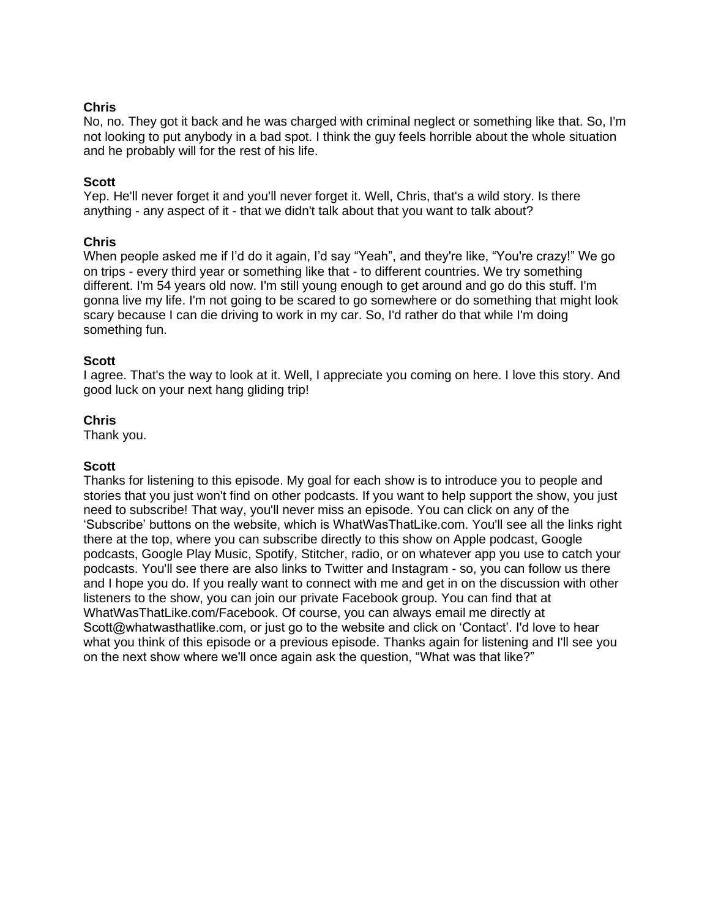**Chris**
No, no. They got it back and he was charged with criminal neglect or something like that. So, I'm not looking to put anybody in a bad spot. I think the guy feels horrible about the whole situation and he probably will for the rest of his life.

**Scott**
Yep. He'll never forget it and you'll never forget it. Well, Chris, that's a wild story. Is there anything - any aspect of it - that we didn't talk about that you want to talk about?

**Chris**
When people asked me if I'd do it again, I'd say "Yeah", and they're like, "You're crazy!" We go on trips - every third year or something like that - to different countries. We try something different. I'm 54 years old now. I'm still young enough to get around and go do this stuff. I'm gonna live my life. I'm not going to be scared to go somewhere or do something that might look scary because I can die driving to work in my car. So, I'd rather do that while I'm doing something fun.

**Scott**
I agree. That's the way to look at it. Well, I appreciate you coming on here. I love this story. And good luck on your next hang gliding trip!

**Chris**
Thank you.

**Scott**
Thanks for listening to this episode. My goal for each show is to introduce you to people and stories that you just won't find on other podcasts. If you want to help support the show, you just need to subscribe! That way, you'll never miss an episode. You can click on any of the 'Subscribe' buttons on the website, which is WhatWasThatLike.com. You'll see all the links right there at the top, where you can subscribe directly to this show on Apple podcast, Google podcasts, Google Play Music, Spotify, Stitcher, radio, or on whatever app you use to catch your podcasts. You'll see there are also links to Twitter and Instagram - so, you can follow us there and I hope you do. If you really want to connect with me and get in on the discussion with other listeners to the show, you can join our private Facebook group. You can find that at WhatWasThatLike.com/Facebook. Of course, you can always email me directly at Scott@whatwasthatlike.com, or just go to the website and click on 'Contact'. I'd love to hear what you think of this episode or a previous episode. Thanks again for listening and I'll see you on the next show where we'll once again ask the question, "What was that like?"